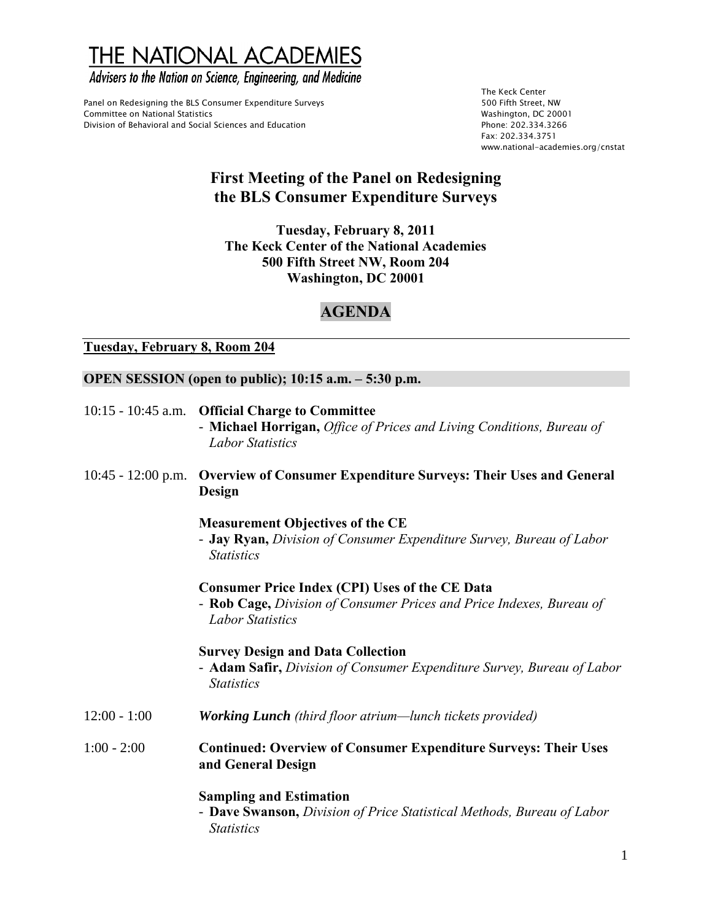# THE NATIONAL ACADEMIES

*Advisers to the Nation on Science, Engineering, and Medicine*

Panel on Redesigning the BLS Consumer Expenditure Surveys
Committee on National Statistics
Division of Behavioral and Social Sciences and Education

The Keck Center
500 Fifth Street, NW
Washington, DC 20001
Phone: 202.334.3266
Fax: 202.334.3751
www.national-academies.org/cnstat

## First Meeting of the Panel on Redesigning the BLS Consumer Expenditure Surveys

**Tuesday, February 8, 2011**
**The Keck Center of the National Academies**
**500 Fifth Street NW, Room 204**
**Washington, DC 20001**

## AGENDA

### Tuesday, February 8, Room 204

**OPEN SESSION (open to public); 10:15 a.m. – 5:30 p.m.**

10:15 - 10:45 a.m. **Official Charge to Committee**
- **Michael Horrigan,** *Office of Prices and Living Conditions, Bureau of Labor Statistics*

10:45 - 12:00 p.m. **Overview of Consumer Expenditure Surveys: Their Uses and General Design**

**Measurement Objectives of the CE**
- **Jay Ryan,** *Division of Consumer Expenditure Survey, Bureau of Labor Statistics*

**Consumer Price Index (CPI) Uses of the CE Data**
- **Rob Cage,** *Division of Consumer Prices and Price Indexes, Bureau of Labor Statistics*

**Survey Design and Data Collection**
- **Adam Safir,** *Division of Consumer Expenditure Survey, Bureau of Labor Statistics*

12:00 - 1:00 ***Working Lunch*** *(third floor atrium—lunch tickets provided)*

1:00 - 2:00 **Continued: Overview of Consumer Expenditure Surveys: Their Uses and General Design**

**Sampling and Estimation**
- **Dave Swanson,** *Division of Price Statistical Methods, Bureau of Labor Statistics*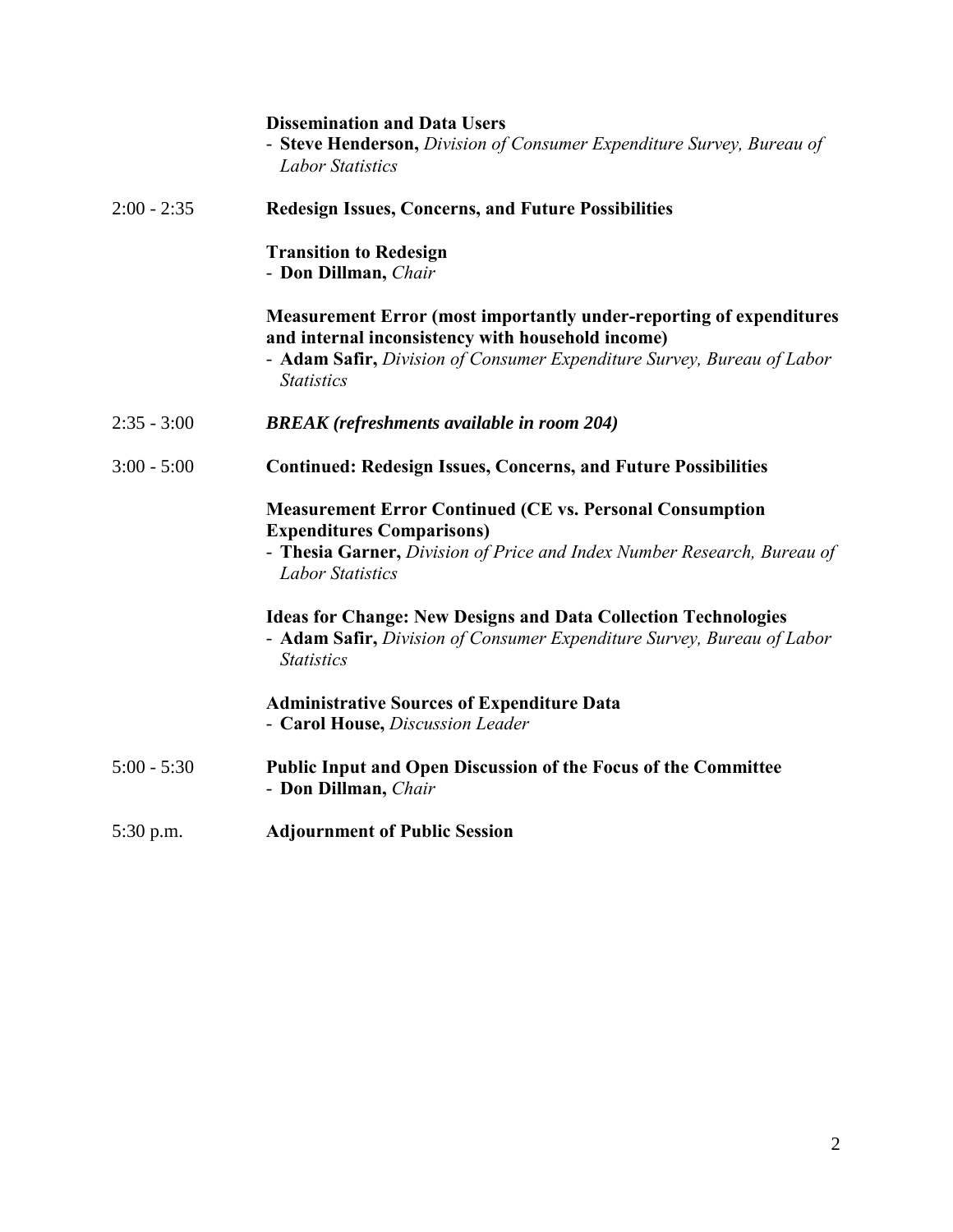**Dissemination and Data Users**
- **Steve Henderson,** *Division of Consumer Expenditure Survey, Bureau of Labor Statistics*

2:00 - 2:35 **Redesign Issues, Concerns, and Future Possibilities**

**Transition to Redesign**
- **Don Dillman,** *Chair*

**Measurement Error (most importantly under-reporting of expenditures and internal inconsistency with household income)**
- **Adam Safir,** *Division of Consumer Expenditure Survey, Bureau of Labor Statistics*

2:35 - 3:00 ***BREAK (refreshments available in room 204)***

3:00 - 5:00 **Continued: Redesign Issues, Concerns, and Future Possibilities**

**Measurement Error Continued (CE vs. Personal Consumption Expenditures Comparisons)**
- **Thesia Garner,** *Division of Price and Index Number Research, Bureau of Labor Statistics*

**Ideas for Change: New Designs and Data Collection Technologies**
- **Adam Safir,** *Division of Consumer Expenditure Survey, Bureau of Labor Statistics*

**Administrative Sources of Expenditure Data**
- **Carol House,** *Discussion Leader*

5:00 - 5:30 **Public Input and Open Discussion of the Focus of the Committee**
- **Don Dillman,** *Chair*

5:30 p.m. **Adjournment of Public Session**